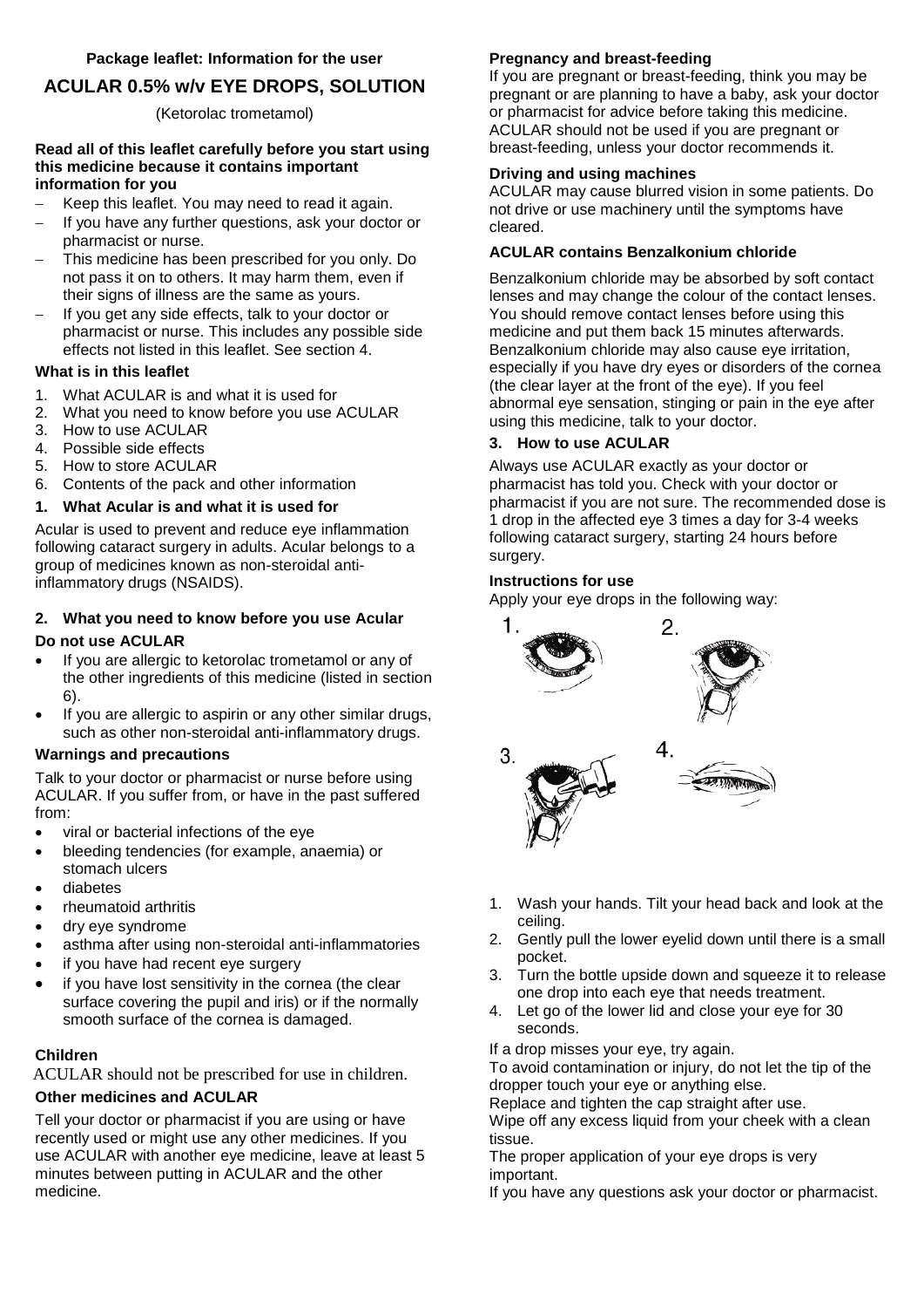**Package leaflet: Information for the user**

# ACULAR 0.5% w/v EYE DROPS, SOLUTION

(Ketorolac trometamol)

**Read all of this leaflet carefully before you start using this medicine because it contains important information for you**

- Keep this leaflet. You may need to read it again.
- If you have any further questions, ask your doctor or pharmacist or nurse.
- This medicine has been prescribed for you only. Do not pass it on to others. It may harm them, even if their signs of illness are the same as yours.
- If you get any side effects, talk to your doctor or pharmacist or nurse. This includes any possible side effects not listed in this leaflet. See section 4.

**What is in this leaflet**

1. What ACULAR is and what it is used for
2. What you need to know before you use ACULAR
3. How to use ACULAR
4. Possible side effects
5. How to store ACULAR
6. Contents of the pack and other information

## 1. What Acular is and what it is used for

Acular is used to prevent and reduce eye inflammation following cataract surgery in adults. Acular belongs to a group of medicines known as non-steroidal anti-inflammatory drugs (NSAIDS).

## 2. What you need to know before you use Acular

**Do not use ACULAR**

- If you are allergic to ketorolac trometamol or any of the other ingredients of this medicine (listed in section 6).
- If you are allergic to aspirin or any other similar drugs, such as other non-steroidal anti-inflammatory drugs.

**Warnings and precautions**

Talk to your doctor or pharmacist or nurse before using ACULAR. If you suffer from, or have in the past suffered from:

- viral or bacterial infections of the eye
- bleeding tendencies (for example, anaemia) or stomach ulcers
- diabetes
- rheumatoid arthritis
- dry eye syndrome
- asthma after using non-steroidal anti-inflammatories
- if you have had recent eye surgery
- if you have lost sensitivity in the cornea (the clear surface covering the pupil and iris) or if the normally smooth surface of the cornea is damaged.

**Children**

ACULAR should not be prescribed for use in children.

**Other medicines and ACULAR**

Tell your doctor or pharmacist if you are using or have recently used or might use any other medicines. If you use ACULAR with another eye medicine, leave at least 5 minutes between putting in ACULAR and the other medicine.

**Pregnancy and breast-feeding**

If you are pregnant or breast-feeding, think you may be pregnant or are planning to have a baby, ask your doctor or pharmacist for advice before taking this medicine. ACULAR should not be used if you are pregnant or breast-feeding, unless your doctor recommends it.

**Driving and using machines**

ACULAR may cause blurred vision in some patients. Do not drive or use machinery until the symptoms have cleared.

**ACULAR contains Benzalkonium chloride**

Benzalkonium chloride may be absorbed by soft contact lenses and may change the colour of the contact lenses. You should remove contact lenses before using this medicine and put them back 15 minutes afterwards. Benzalkonium chloride may also cause eye irritation, especially if you have dry eyes or disorders of the cornea (the clear layer at the front of the eye). If you feel abnormal eye sensation, stinging or pain in the eye after using this medicine, talk to your doctor.

## 3. How to use ACULAR

Always use ACULAR exactly as your doctor or pharmacist has told you. Check with your doctor or pharmacist if you are not sure. The recommended dose is 1 drop in the affected eye 3 times a day for 3-4 weeks following cataract surgery, starting 24 hours before surgery.

**Instructions for use**

Apply your eye drops in the following way:

1. Wash your hands. Tilt your head back and look at the ceiling.
2. Gently pull the lower eyelid down until there is a small pocket.
3. Turn the bottle upside down and squeeze it to release one drop into each eye that needs treatment.
4. Let go of the lower lid and close your eye for 30 seconds.

If a drop misses your eye, try again.

To avoid contamination or injury, do not let the tip of the dropper touch your eye or anything else.

Replace and tighten the cap straight after use.

Wipe off any excess liquid from your cheek with a clean tissue.

The proper application of your eye drops is very important.

If you have any questions ask your doctor or pharmacist.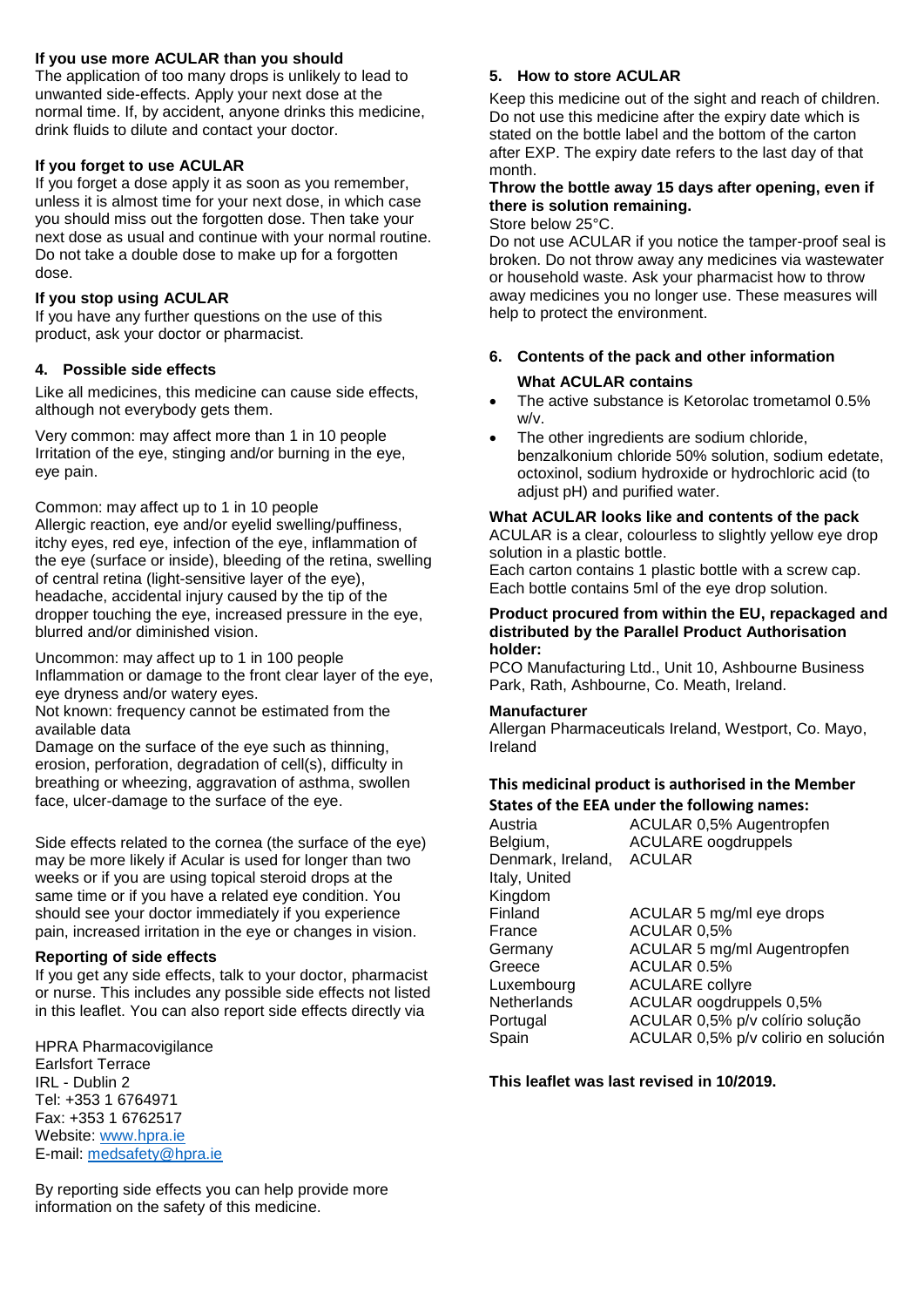**If you use more ACULAR than you should**

The application of too many drops is unlikely to lead to unwanted side-effects. Apply your next dose at the normal time. If, by accident, anyone drinks this medicine, drink fluids to dilute and contact your doctor.

**If you forget to use ACULAR**

If you forget a dose apply it as soon as you remember, unless it is almost time for your next dose, in which case you should miss out the forgotten dose. Then take your next dose as usual and continue with your normal routine. Do not take a double dose to make up for a forgotten dose.

**If you stop using ACULAR**

If you have any further questions on the use of this product, ask your doctor or pharmacist.

## 4. Possible side effects

Like all medicines, this medicine can cause side effects, although not everybody gets them.

Very common: may affect more than 1 in 10 people
Irritation of the eye, stinging and/or burning in the eye, eye pain.

Common: may affect up to 1 in 10 people
Allergic reaction, eye and/or eyelid swelling/puffiness, itchy eyes, red eye, infection of the eye, inflammation of the eye (surface or inside), bleeding of the retina, swelling of central retina (light-sensitive layer of the eye), headache, accidental injury caused by the tip of the dropper touching the eye, increased pressure in the eye, blurred and/or diminished vision.

Uncommon: may affect up to 1 in 100 people
Inflammation or damage to the front clear layer of the eye, eye dryness and/or watery eyes.
Not known: frequency cannot be estimated from the available data
Damage on the surface of the eye such as thinning, erosion, perforation, degradation of cell(s), difficulty in breathing or wheezing, aggravation of asthma, swollen face, ulcer-damage to the surface of the eye.

Side effects related to the cornea (the surface of the eye) may be more likely if Acular is used for longer than two weeks or if you are using topical steroid drops at the same time or if you have a related eye condition. You should see your doctor immediately if you experience pain, increased irritation in the eye or changes in vision.

**Reporting of side effects**

If you get any side effects, talk to your doctor, pharmacist or nurse. This includes any possible side effects not listed in this leaflet. You can also report side effects directly via

HPRA Pharmacovigilance
Earlsfort Terrace
IRL - Dublin 2
Tel: +353 1 6764971
Fax: +353 1 6762517
Website: www.hpra.ie
E-mail: medsafety@hpra.ie

By reporting side effects you can help provide more information on the safety of this medicine.

## 5. How to store ACULAR

Keep this medicine out of the sight and reach of children. Do not use this medicine after the expiry date which is stated on the bottle label and the bottom of the carton after EXP. The expiry date refers to the last day of that month.

**Throw the bottle away 15 days after opening, even if there is solution remaining.**

Store below 25°C.

Do not use ACULAR if you notice the tamper-proof seal is broken. Do not throw away any medicines via wastewater or household waste. Ask your pharmacist how to throw away medicines you no longer use. These measures will help to protect the environment.

## 6. Contents of the pack and other information

**What ACULAR contains**

- The active substance is Ketorolac trometamol 0.5% w/v.
- The other ingredients are sodium chloride, benzalkonium chloride 50% solution, sodium edetate, octoxinol, sodium hydroxide or hydrochloric acid (to adjust pH) and purified water.

**What ACULAR looks like and contents of the pack**

ACULAR is a clear, colourless to slightly yellow eye drop solution in a plastic bottle.
Each carton contains 1 plastic bottle with a screw cap. Each bottle contains 5ml of the eye drop solution.

**Product procured from within the EU, repackaged and distributed by the Parallel Product Authorisation holder:**

PCO Manufacturing Ltd., Unit 10, Ashbourne Business Park, Rath, Ashbourne, Co. Meath, Ireland.

**Manufacturer**

Allergan Pharmaceuticals Ireland, Westport, Co. Mayo, Ireland

**This medicinal product is authorised in the Member States of the EEA under the following names:**

| | |
|---|---|
| Austria | ACULAR 0,5% Augentropfen |
| Belgium, | ACULARE oogdruppels |
| Denmark, Ireland, Italy, United Kingdom | ACULAR |
| Finland | ACULAR 5 mg/ml eye drops |
| France | ACULAR 0,5% |
| Germany | ACULAR 5 mg/ml Augentropfen |
| Greece | ACULAR 0.5% |
| Luxembourg | ACULARE collyre |
| Netherlands | ACULAR oogdruppels 0,5% |
| Portugal | ACULAR 0,5% p/v colírio solução |
| Spain | ACULAR 0,5% p/v colirio en solución |

**This leaflet was last revised in 10/2019.**